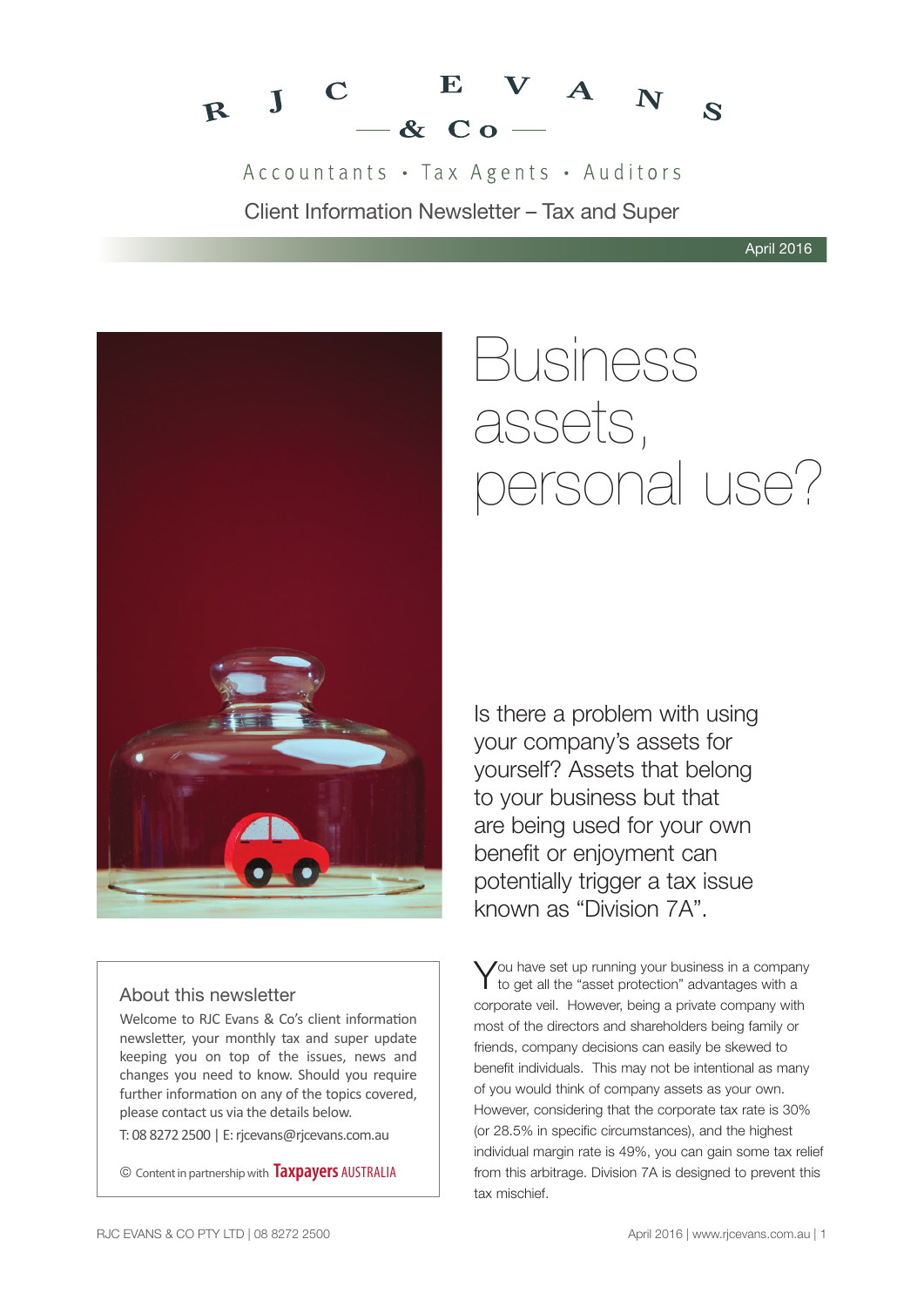# RJC EVANS & Co

Accountants • Tax Agents • Auditors

Client Information Newsletter – Tax and Super

April 2016

# Business assets, personal use?

Is there a problem with using your company's assets for yourself? Assets that belong to your business but that are being used for your own benefit or enjoyment can potentially trigger a tax issue known as "Division 7A".

You have set up running your business in a company to get all the "asset protection" advantages with a corporate veil. However, being a private company with most of the directors and shareholders being family or friends, company decisions can easily be skewed to benefit individuals. This may not be intentional as many of you would think of company assets as your own. However, considering that the corporate tax rate is 30% (or 28.5% in specific circumstances), and the highest individual margin rate is 49%, you can gain some tax relief from this arbitrage. Division 7A is designed to prevent this tax mischief.

## About this newsletter

Welcome to RJC Evans & Co's client information newsletter, your monthly tax and super update keeping you on top of the issues, news and changes you need to know. Should you require further information on any of the topics covered, please contact us via the details below.

T: 08 8272 2500 | E: rjcevans@rjcevans.com.au

© Content in partnership with Taxpayers AUSTRALIA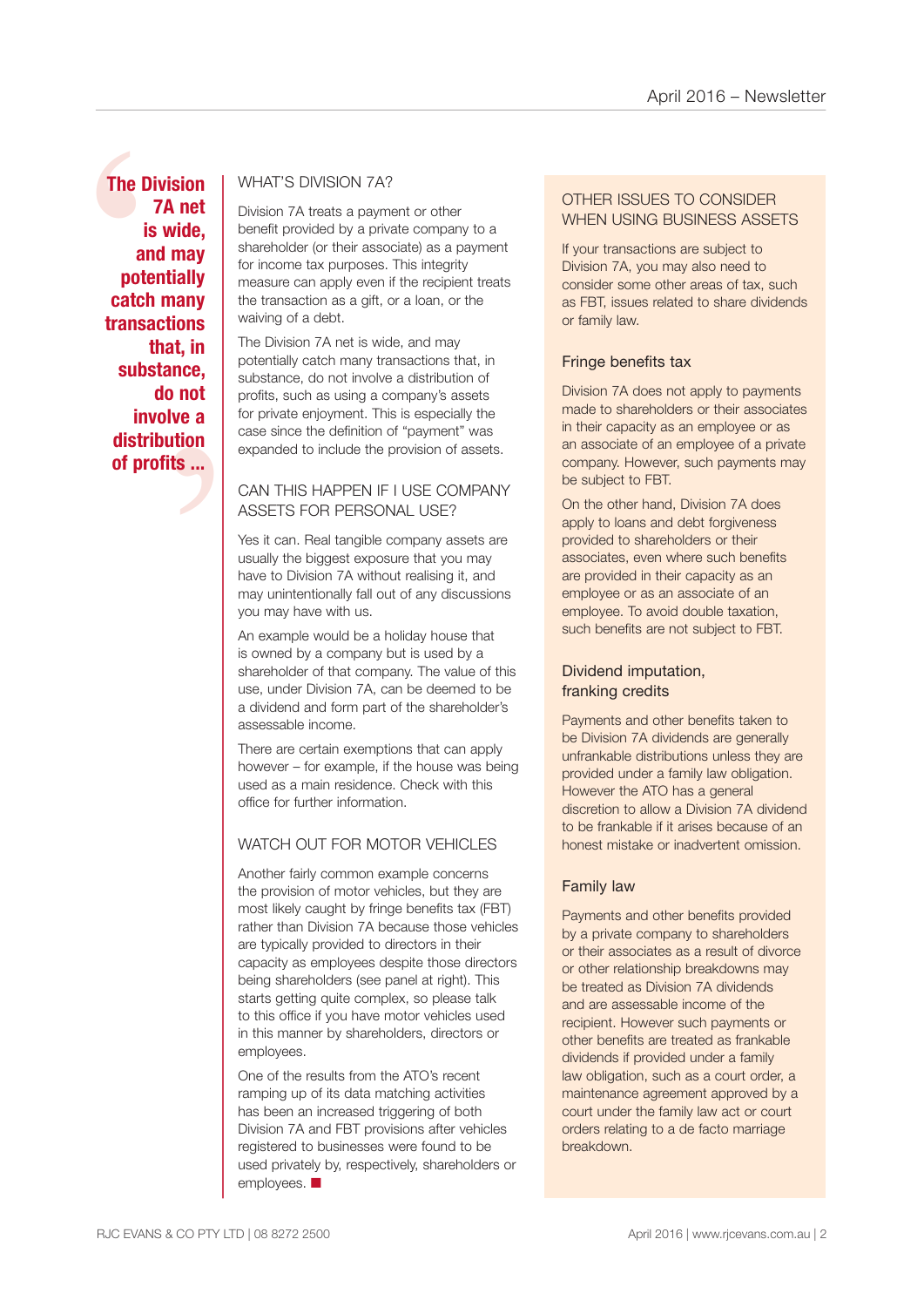> **The Division 7A net is wide, and may potentially catch many transactions that, in substance, do not involve a distribution of profits ...**

## WHAT'S DIVISION 7A?

Division 7A treats a payment or other benefit provided by a private company to a shareholder (or their associate) as a payment for income tax purposes. This integrity measure can apply even if the recipient treats the transaction as a gift, or a loan, or the waiving of a debt.

The Division 7A net is wide, and may potentially catch many transactions that, in substance, do not involve a distribution of profits, such as using a company's assets for private enjoyment. This is especially the case since the definition of "payment" was expanded to include the provision of assets.

## CAN THIS HAPPEN IF I USE COMPANY ASSETS FOR PERSONAL USE?

Yes it can. Real tangible company assets are usually the biggest exposure that you may have to Division 7A without realising it, and may unintentionally fall out of any discussions you may have with us.

An example would be a holiday house that is owned by a company but is used by a shareholder of that company. The value of this use, under Division 7A, can be deemed to be a dividend and form part of the shareholder's assessable income.

There are certain exemptions that can apply however – for example, if the house was being used as a main residence. Check with this office for further information.

## WATCH OUT FOR MOTOR VEHICLES

Another fairly common example concerns the provision of motor vehicles, but they are most likely caught by fringe benefits tax (FBT) rather than Division 7A because those vehicles are typically provided to directors in their capacity as employees despite those directors being shareholders (see panel at right). This starts getting quite complex, so please talk to this office if you have motor vehicles used in this manner by shareholders, directors or employees.

One of the results from the ATO's recent ramping up of its data matching activities has been an increased triggering of both Division 7A and FBT provisions after vehicles registered to businesses were found to be used privately by, respectively, shareholders or employees. ■

## OTHER ISSUES TO CONSIDER WHEN USING BUSINESS ASSETS

If your transactions are subject to Division 7A, you may also need to consider some other areas of tax, such as FBT, issues related to share dividends or family law.

### Fringe benefits tax

Division 7A does not apply to payments made to shareholders or their associates in their capacity as an employee or as an associate of an employee of a private company. However, such payments may be subject to FBT.

On the other hand, Division 7A does apply to loans and debt forgiveness provided to shareholders or their associates, even where such benefits are provided in their capacity as an employee or as an associate of an employee. To avoid double taxation, such benefits are not subject to FBT.

### Dividend imputation, franking credits

Payments and other benefits taken to be Division 7A dividends are generally unfrankable distributions unless they are provided under a family law obligation. However the ATO has a general discretion to allow a Division 7A dividend to be frankable if it arises because of an honest mistake or inadvertent omission.

### Family law

Payments and other benefits provided by a private company to shareholders or their associates as a result of divorce or other relationship breakdowns may be treated as Division 7A dividends and are assessable income of the recipient. However such payments or other benefits are treated as frankable dividends if provided under a family law obligation, such as a court order, a maintenance agreement approved by a court under the family law act or court orders relating to a de facto marriage breakdown.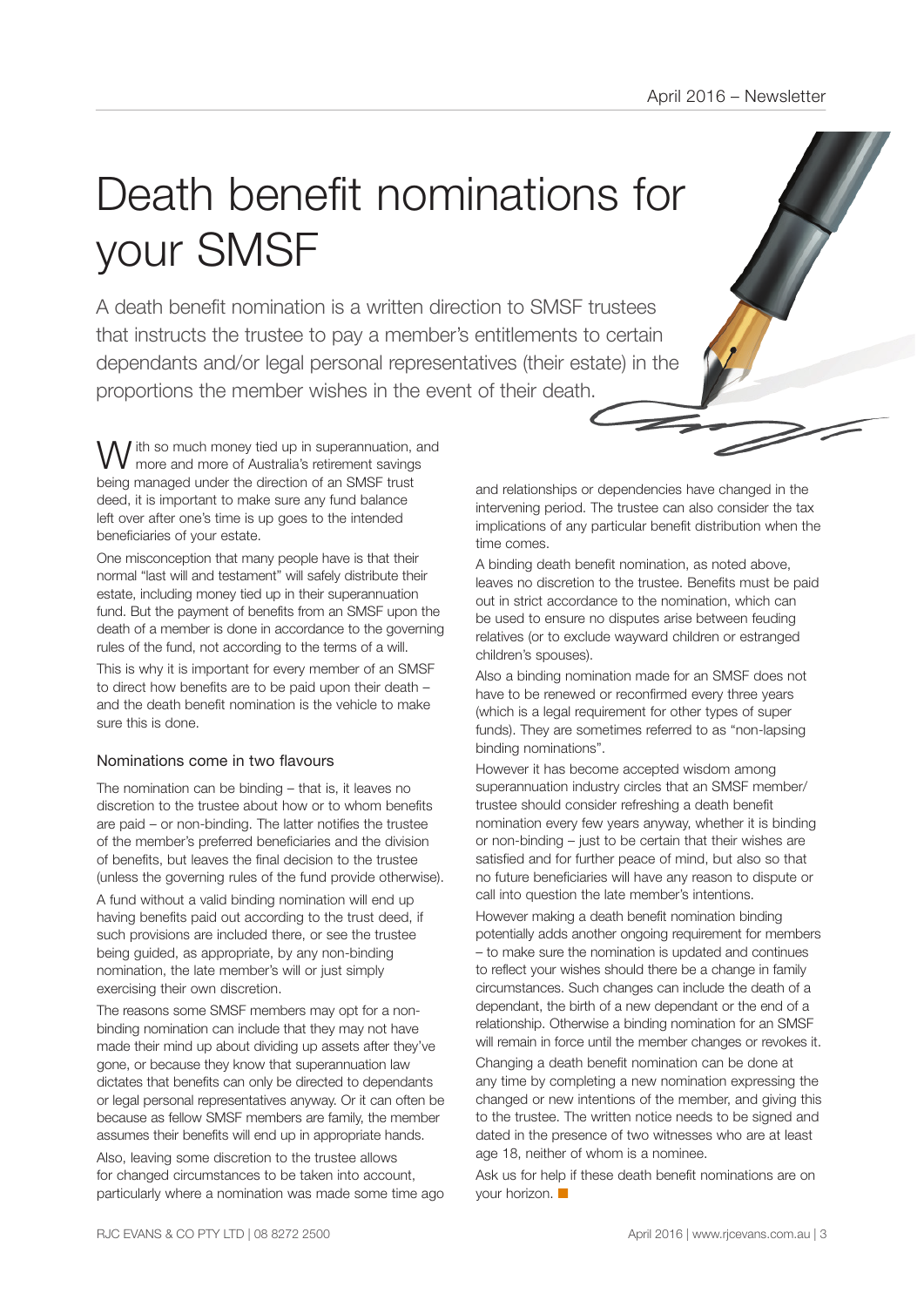# Death benefit nominations for your SMSF

A death benefit nomination is a written direction to SMSF trustees that instructs the trustee to pay a member's entitlements to certain dependants and/or legal personal representatives (their estate) in the proportions the member wishes in the event of their death.

With so much money tied up in superannuation, and more and more of Australia's retirement savings being managed under the direction of an SMSF trust deed, it is important to make sure any fund balance left over after one's time is up goes to the intended beneficiaries of your estate.

One misconception that many people have is that their normal "last will and testament" will safely distribute their estate, including money tied up in their superannuation fund. But the payment of benefits from an SMSF upon the death of a member is done in accordance to the governing rules of the fund, not according to the terms of a will.

This is why it is important for every member of an SMSF to direct how benefits are to be paid upon their death – and the death benefit nomination is the vehicle to make sure this is done.

## Nominations come in two flavours

The nomination can be binding – that is, it leaves no discretion to the trustee about how or to whom benefits are paid – or non-binding. The latter notifies the trustee of the member's preferred beneficiaries and the division of benefits, but leaves the final decision to the trustee (unless the governing rules of the fund provide otherwise).

A fund without a valid binding nomination will end up having benefits paid out according to the trust deed, if such provisions are included there, or see the trustee being guided, as appropriate, by any non-binding nomination, the late member's will or just simply exercising their own discretion.

The reasons some SMSF members may opt for a non-binding nomination can include that they may not have made their mind up about dividing up assets after they've gone, or because they know that superannuation law dictates that benefits can only be directed to dependants or legal personal representatives anyway. Or it can often be because as fellow SMSF members are family, the member assumes their benefits will end up in appropriate hands.

Also, leaving some discretion to the trustee allows for changed circumstances to be taken into account, particularly where a nomination was made some time ago and relationships or dependencies have changed in the intervening period. The trustee can also consider the tax implications of any particular benefit distribution when the time comes.

A binding death benefit nomination, as noted above, leaves no discretion to the trustee. Benefits must be paid out in strict accordance to the nomination, which can be used to ensure no disputes arise between feuding relatives (or to exclude wayward children or estranged children's spouses).

Also a binding nomination made for an SMSF does not have to be renewed or reconfirmed every three years (which is a legal requirement for other types of super funds). They are sometimes referred to as "non-lapsing binding nominations".

However it has become accepted wisdom among superannuation industry circles that an SMSF member/trustee should consider refreshing a death benefit nomination every few years anyway, whether it is binding or non-binding – just to be certain that their wishes are satisfied and for further peace of mind, but also so that no future beneficiaries will have any reason to dispute or call into question the late member's intentions.

However making a death benefit nomination binding potentially adds another ongoing requirement for members – to make sure the nomination is updated and continues to reflect your wishes should there be a change in family circumstances. Such changes can include the death of a dependant, the birth of a new dependant or the end of a relationship. Otherwise a binding nomination for an SMSF will remain in force until the member changes or revokes it.

Changing a death benefit nomination can be done at any time by completing a new nomination expressing the changed or new intentions of the member, and giving this to the trustee. The written notice needs to be signed and dated in the presence of two witnesses who are at least age 18, neither of whom is a nominee.

Ask us for help if these death benefit nominations are on your horizon. ■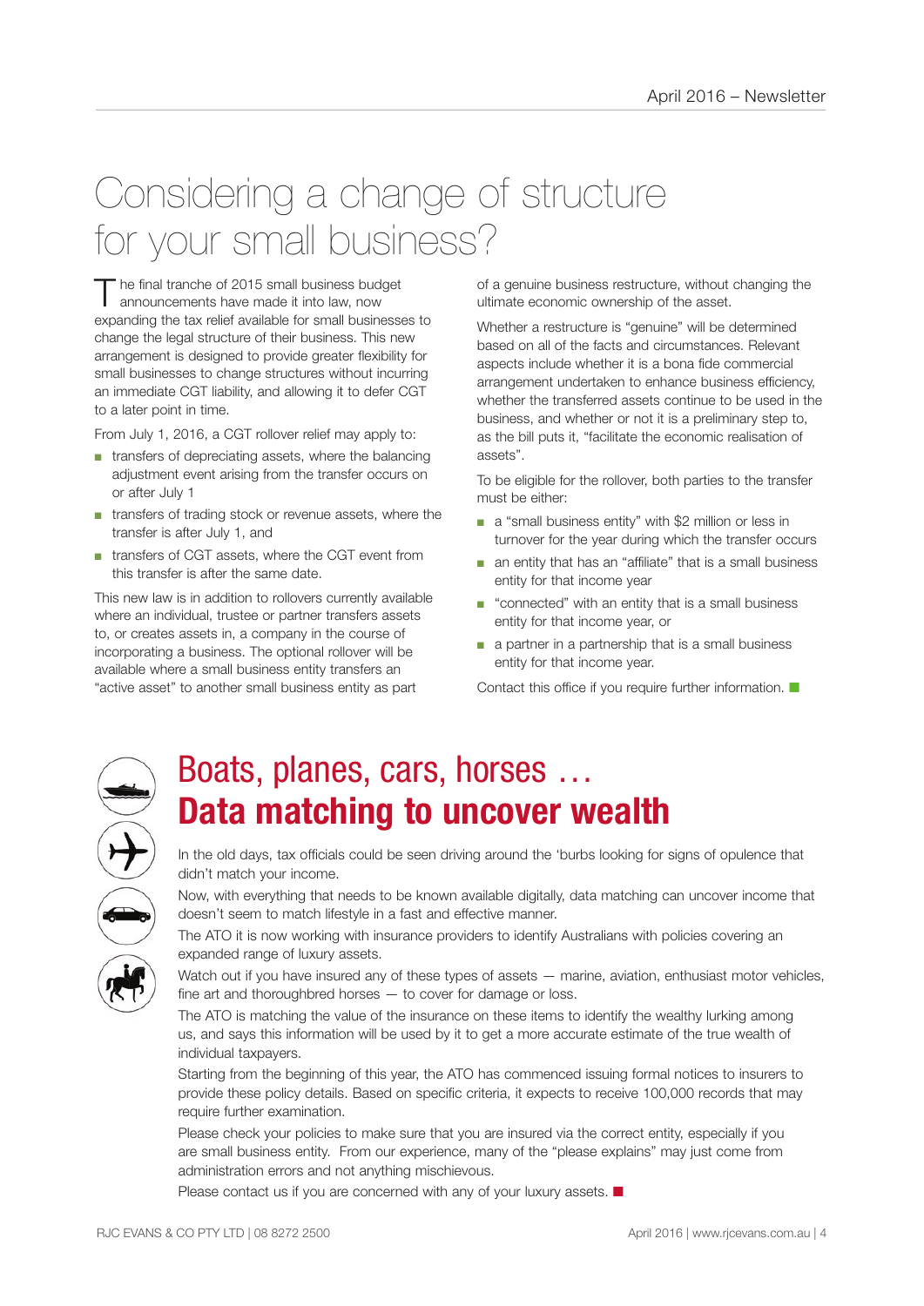# Considering a change of structure for your small business?

The final tranche of 2015 small business budget announcements have made it into law, now expanding the tax relief available for small businesses to change the legal structure of their business. This new arrangement is designed to provide greater flexibility for small businesses to change structures without incurring an immediate CGT liability, and allowing it to defer CGT to a later point in time.

From July 1, 2016, a CGT rollover relief may apply to:

- transfers of depreciating assets, where the balancing adjustment event arising from the transfer occurs on or after July 1
- transfers of trading stock or revenue assets, where the transfer is after July 1, and
- transfers of CGT assets, where the CGT event from this transfer is after the same date.

This new law is in addition to rollovers currently available where an individual, trustee or partner transfers assets to, or creates assets in, a company in the course of incorporating a business. The optional rollover will be available where a small business entity transfers an "active asset" to another small business entity as part of a genuine business restructure, without changing the ultimate economic ownership of the asset.

Whether a restructure is "genuine" will be determined based on all of the facts and circumstances. Relevant aspects include whether it is a bona fide commercial arrangement undertaken to enhance business efficiency, whether the transferred assets continue to be used in the business, and whether or not it is a preliminary step to, as the bill puts it, "facilitate the economic realisation of assets".

To be eligible for the rollover, both parties to the transfer must be either:

- a "small business entity" with $2 million or less in turnover for the year during which the transfer occurs
- an entity that has an "affiliate" that is a small business entity for that income year
- "connected" with an entity that is a small business entity for that income year, or
- a partner in a partnership that is a small business entity for that income year.

Contact this office if you require further information.

# Boats, planes, cars, horses …
## Data matching to uncover wealth

In the old days, tax officials could be seen driving around the 'burbs looking for signs of opulence that didn't match your income.

Now, with everything that needs to be known available digitally, data matching can uncover income that doesn't seem to match lifestyle in a fast and effective manner.

The ATO it is now working with insurance providers to identify Australians with policies covering an expanded range of luxury assets.

Watch out if you have insured any of these types of assets — marine, aviation, enthusiast motor vehicles, fine art and thoroughbred horses — to cover for damage or loss.

The ATO is matching the value of the insurance on these items to identify the wealthy lurking among us, and says this information will be used by it to get a more accurate estimate of the true wealth of individual taxpayers.

Starting from the beginning of this year, the ATO has commenced issuing formal notices to insurers to provide these policy details. Based on specific criteria, it expects to receive 100,000 records that may require further examination.

Please check your policies to make sure that you are insured via the correct entity, especially if you are small business entity. From our experience, many of the "please explains" may just come from administration errors and not anything mischievous.

Please contact us if you are concerned with any of your luxury assets.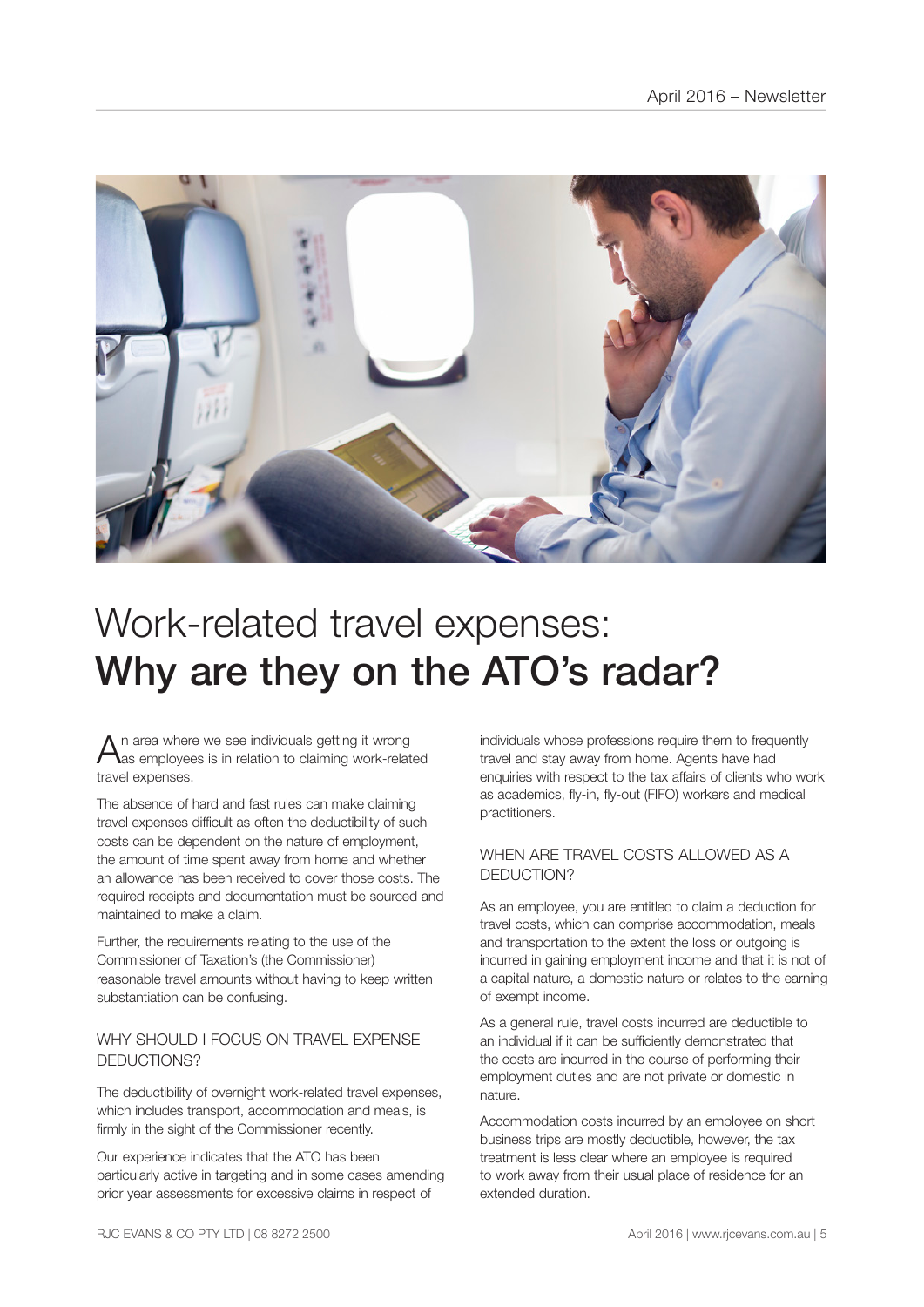# Work-related travel expenses: **Why are they on the ATO's radar?**

An area where we see individuals getting it wrong as employees is in relation to claiming work-related travel expenses.

The absence of hard and fast rules can make claiming travel expenses difficult as often the deductibility of such costs can be dependent on the nature of employment, the amount of time spent away from home and whether an allowance has been received to cover those costs. The required receipts and documentation must be sourced and maintained to make a claim.

Further, the requirements relating to the use of the Commissioner of Taxation's (the Commissioner) reasonable travel amounts without having to keep written substantiation can be confusing.

## WHY SHOULD I FOCUS ON TRAVEL EXPENSE DEDUCTIONS?

The deductibility of overnight work-related travel expenses, which includes transport, accommodation and meals, is firmly in the sight of the Commissioner recently.

Our experience indicates that the ATO has been particularly active in targeting and in some cases amending prior year assessments for excessive claims in respect of individuals whose professions require them to frequently travel and stay away from home. Agents have had enquiries with respect to the tax affairs of clients who work as academics, fly-in, fly-out (FIFO) workers and medical practitioners.

## WHEN ARE TRAVEL COSTS ALLOWED AS A DEDUCTION?

As an employee, you are entitled to claim a deduction for travel costs, which can comprise accommodation, meals and transportation to the extent the loss or outgoing is incurred in gaining employment income and that it is not of a capital nature, a domestic nature or relates to the earning of exempt income.

As a general rule, travel costs incurred are deductible to an individual if it can be sufficiently demonstrated that the costs are incurred in the course of performing their employment duties and are not private or domestic in nature.

Accommodation costs incurred by an employee on short business trips are mostly deductible, however, the tax treatment is less clear where an employee is required to work away from their usual place of residence for an extended duration.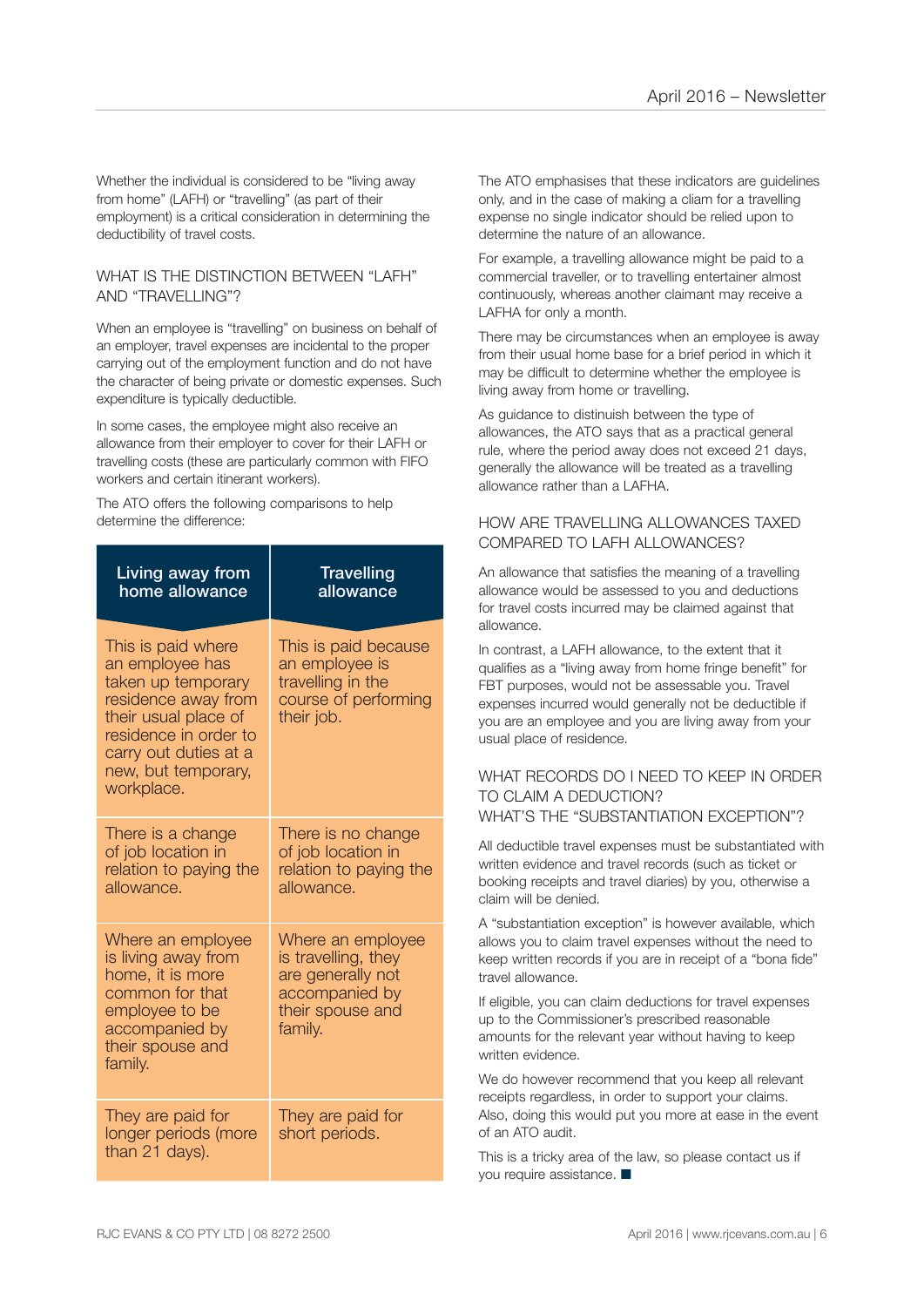Whether the individual is considered to be "living away from home" (LAFH) or "travelling" (as part of their employment) is a critical consideration in determining the deductibility of travel costs.

## WHAT IS THE DISTINCTION BETWEEN "LAFH" AND "TRAVELLING"?

When an employee is "travelling" on business on behalf of an employer, travel expenses are incidental to the proper carrying out of the employment function and do not have the character of being private or domestic expenses. Such expenditure is typically deductible.

In some cases, the employee might also receive an allowance from their employer to cover for their LAFH or travelling costs (these are particularly common with FIFO workers and certain itinerant workers).

The ATO offers the following comparisons to help determine the difference:

| Living away from home allowance | Travelling allowance |
| --- | --- |
| This is paid where an employee has taken up temporary residence away from their usual place of residence in order to carry out duties at a new, but temporary, workplace. | This is paid because an employee is travelling in the course of performing their job. |
| There is a change of job location in relation to paying the allowance. | There is no change of job location in relation to paying the allowance. |
| Where an employee is living away from home, it is more common for that employee to be accompanied by their spouse and family. | Where an employee is travelling, they are generally not accompanied by their spouse and family. |
| They are paid for longer periods (more than 21 days). | They are paid for short periods. |

The ATO emphasises that these indicators are guidelines only, and in the case of making a claim for a travelling expense no single indicator should be relied upon to determine the nature of an allowance.

For example, a travelling allowance might be paid to a commercial traveller, or to travelling entertainer almost continuously, whereas another claimant may receive a LAFHA for only a month.

There may be circumstances when an employee is away from their usual home base for a brief period in which it may be difficult to determine whether the employee is living away from home or travelling.

As guidance to distinuish between the type of allowances, the ATO says that as a practical general rule, where the period away does not exceed 21 days, generally the allowance will be treated as a travelling allowance rather than a LAFHA.

## HOW ARE TRAVELLING ALLOWANCES TAXED COMPARED TO LAFH ALLOWANCES?

An allowance that satisfies the meaning of a travelling allowance would be assessed to you and deductions for travel costs incurred may be claimed against that allowance.

In contrast, a LAFH allowance, to the extent that it qualifies as a "living away from home fringe benefit" for FBT purposes, would not be assessable you. Travel expenses incurred would generally not be deductible if you are an employee and you are living away from your usual place of residence.

## WHAT RECORDS DO I NEED TO KEEP IN ORDER TO CLAIM A DEDUCTION? WHAT'S THE "SUBSTANTIATION EXCEPTION"?

All deductible travel expenses must be substantiated with written evidence and travel records (such as ticket or booking receipts and travel diaries) by you, otherwise a claim will be denied.

A "substantiation exception" is however available, which allows you to claim travel expenses without the need to keep written records if you are in receipt of a "bona fide" travel allowance.

If eligible, you can claim deductions for travel expenses up to the Commissioner's prescribed reasonable amounts for the relevant year without having to keep written evidence.

We do however recommend that you keep all relevant receipts regardless, in order to support your claims. Also, doing this would put you more at ease in the event of an ATO audit.

This is a tricky area of the law, so please contact us if you require assistance. ■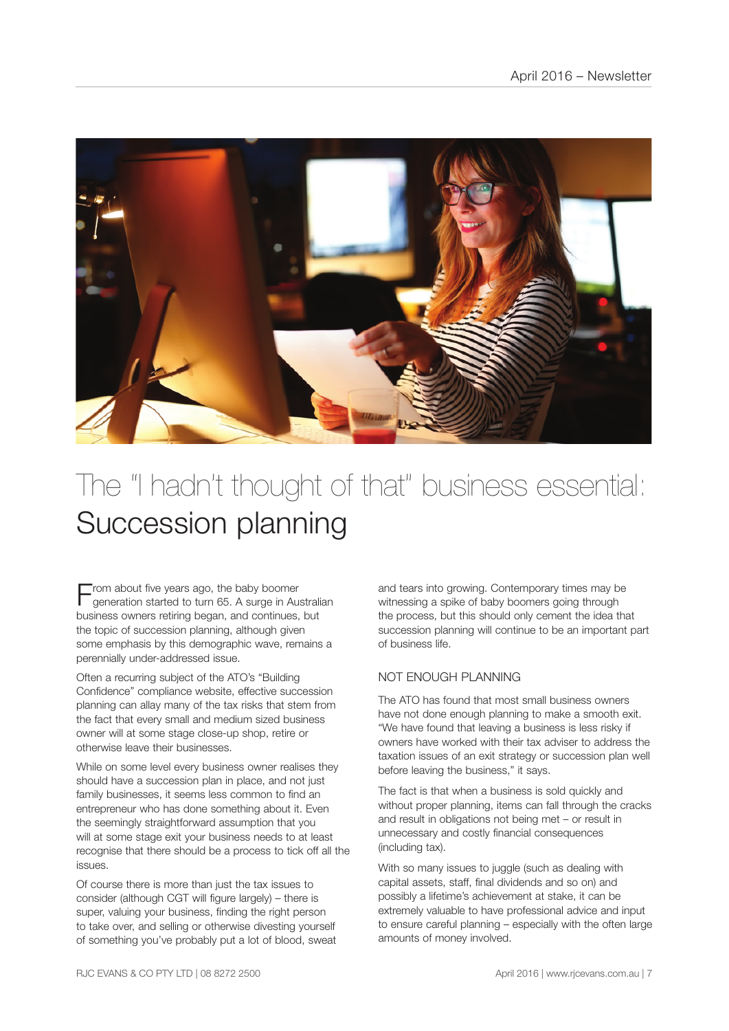# The "I hadn't thought of that" business essential: Succession planning

From about five years ago, the baby boomer generation started to turn 65. A surge in Australian business owners retiring began, and continues, but the topic of succession planning, although given some emphasis by this demographic wave, remains a perennially under-addressed issue.

Often a recurring subject of the ATO's "Building Confidence" compliance website, effective succession planning can allay many of the tax risks that stem from the fact that every small and medium sized business owner will at some stage close-up shop, retire or otherwise leave their businesses.

While on some level every business owner realises they should have a succession plan in place, and not just family businesses, it seems less common to find an entrepreneur who has done something about it. Even the seemingly straightforward assumption that you will at some stage exit your business needs to at least recognise that there should be a process to tick off all the issues.

Of course there is more than just the tax issues to consider (although CGT will figure largely) – there is super, valuing your business, finding the right person to take over, and selling or otherwise divesting yourself of something you've probably put a lot of blood, sweat and tears into growing. Contemporary times may be witnessing a spike of baby boomers going through the process, but this should only cement the idea that succession planning will continue to be an important part of business life.

## NOT ENOUGH PLANNING

The ATO has found that most small business owners have not done enough planning to make a smooth exit. "We have found that leaving a business is less risky if owners have worked with their tax adviser to address the taxation issues of an exit strategy or succession plan well before leaving the business," it says.

The fact is that when a business is sold quickly and without proper planning, items can fall through the cracks and result in obligations not being met – or result in unnecessary and costly financial consequences (including tax).

With so many issues to juggle (such as dealing with capital assets, staff, final dividends and so on) and possibly a lifetime's achievement at stake, it can be extremely valuable to have professional advice and input to ensure careful planning – especially with the often large amounts of money involved.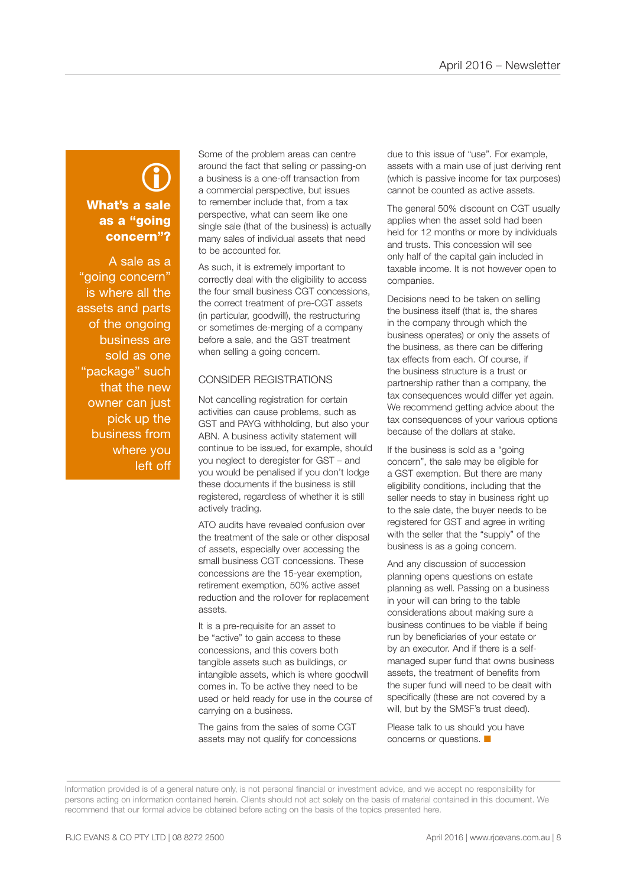**What's a sale as a "going concern"?**

A sale as a "going concern" is where all the assets and parts of the ongoing business are sold as one "package" such that the new owner can just pick up the business from where you left off

Some of the problem areas can centre around the fact that selling or passing-on a business is a one-off transaction from a commercial perspective, but issues to remember include that, from a tax perspective, what can seem like one single sale (that of the business) is actually many sales of individual assets that need to be accounted for.

As such, it is extremely important to correctly deal with the eligibility to access the four small business CGT concessions, the correct treatment of pre-CGT assets (in particular, goodwill), the restructuring or sometimes de-merging of a company before a sale, and the GST treatment when selling a going concern.

## CONSIDER REGISTRATIONS

Not cancelling registration for certain activities can cause problems, such as GST and PAYG withholding, but also your ABN. A business activity statement will continue to be issued, for example, should you neglect to deregister for GST – and you would be penalised if you don't lodge these documents if the business is still registered, regardless of whether it is still actively trading.

ATO audits have revealed confusion over the treatment of the sale or other disposal of assets, especially over accessing the small business CGT concessions. These concessions are the 15-year exemption, retirement exemption, 50% active asset reduction and the rollover for replacement assets.

It is a pre-requisite for an asset to be "active" to gain access to these concessions, and this covers both tangible assets such as buildings, or intangible assets, which is where goodwill comes in. To be active they need to be used or held ready for use in the course of carrying on a business.

The gains from the sales of some CGT assets may not qualify for concessions due to this issue of "use". For example, assets with a main use of just deriving rent (which is passive income for tax purposes) cannot be counted as active assets.

The general 50% discount on CGT usually applies when the asset sold had been held for 12 months or more by individuals and trusts. This concession will see only half of the capital gain included in taxable income. It is not however open to companies.

Decisions need to be taken on selling the business itself (that is, the shares in the company through which the business operates) or only the assets of the business, as there can be differing tax effects from each. Of course, if the business structure is a trust or partnership rather than a company, the tax consequences would differ yet again. We recommend getting advice about the tax consequences of your various options because of the dollars at stake.

If the business is sold as a "going concern", the sale may be eligible for a GST exemption. But there are many eligibility conditions, including that the seller needs to stay in business right up to the sale date, the buyer needs to be registered for GST and agree in writing with the seller that the "supply" of the business is as a going concern.

And any discussion of succession planning opens questions on estate planning as well. Passing on a business in your will can bring to the table considerations about making sure a business continues to be viable if being run by beneficiaries of your estate or by an executor. And if there is a self-managed super fund that owns business assets, the treatment of benefits from the super fund will need to be dealt with specifically (these are not covered by a will, but by the SMSF's trust deed).

Please talk to us should you have concerns or questions. ■

Information provided is of a general nature only, is not personal financial or investment advice, and we accept no responsibility for persons acting on information contained herein. Clients should not act solely on the basis of material contained in this document. We recommend that our formal advice be obtained before acting on the basis of the topics presented here.